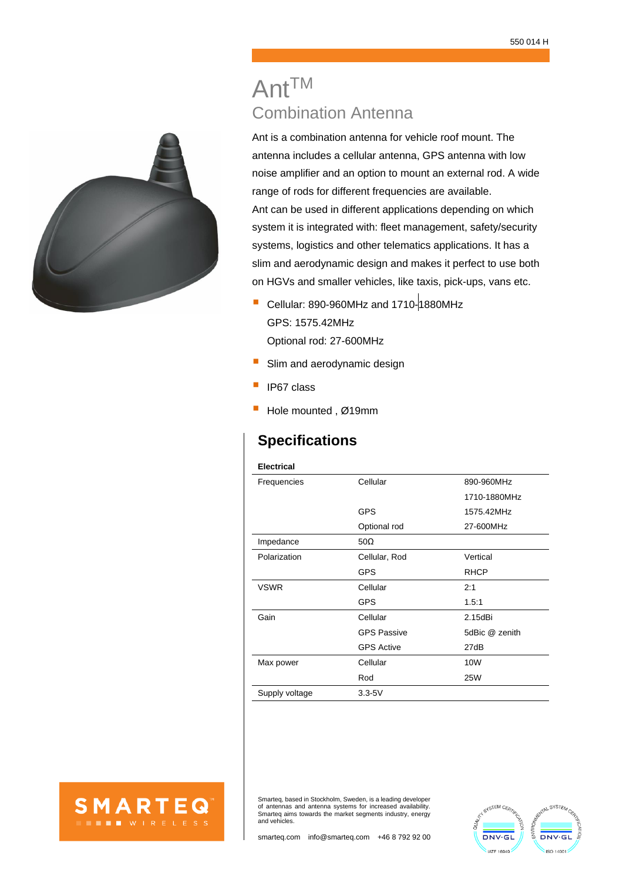550 014 H

# Ant™

## Combination Antenna

Ant is a combination antenna for vehicle roof mount. The antenna includes a cellular antenna, GPS antenna with low noise amplifier and an option to mount an external rod. A wide range of rods for different frequencies are available.
Ant can be used in different applications depending on which system it is integrated with: fleet management, safety/security systems, logistics and other telematics applications. It has a slim and aerodynamic design and makes it perfect to use both on HGVs and smaller vehicles, like taxis, pick-ups, vans etc.

- Cellular: 890-960MHz and 1710-1880MHz
  GPS: 1575.42MHz
  Optional rod: 27-600MHz
- Slim and aerodynamic design
- IP67 class
- Hole mounted , Ø19mm

## Specifications

**Electrical**

| | | |
|---|---|---|
| Frequencies | Cellular | 890-960MHz |
| | | 1710-1880MHz |
| | GPS | 1575.42MHz |
| | Optional rod | 27-600MHz |
| Impedance | 50Ω | |
| Polarization | Cellular, Rod | Vertical |
| | GPS | RHCP |
| VSWR | Cellular | 2:1 |
| | GPS | 1.5:1 |
| Gain | Cellular | 2.15dBi |
| | GPS Passive | 5dBic @ zenith |
| | GPS Active | 27dB |
| Max power | Cellular | 10W |
| | Rod | 25W |
| Supply voltage | 3.3-5V | |

SMARTEQ™ WIRELESS

Smarteq, based in Stockholm, Sweden, is a leading developer of antennas and antenna systems for increased availability. Smarteq aims towards the market segments industry, energy and vehicles.

smarteq.com info@smarteq.com +46 8 792 92 00

QUALITY SYSTEM CERTIFICATION DNV·GL IATF 16949
ENVIRONMENTAL SYSTEM CERTIFICATION DNV·GL ISO 14001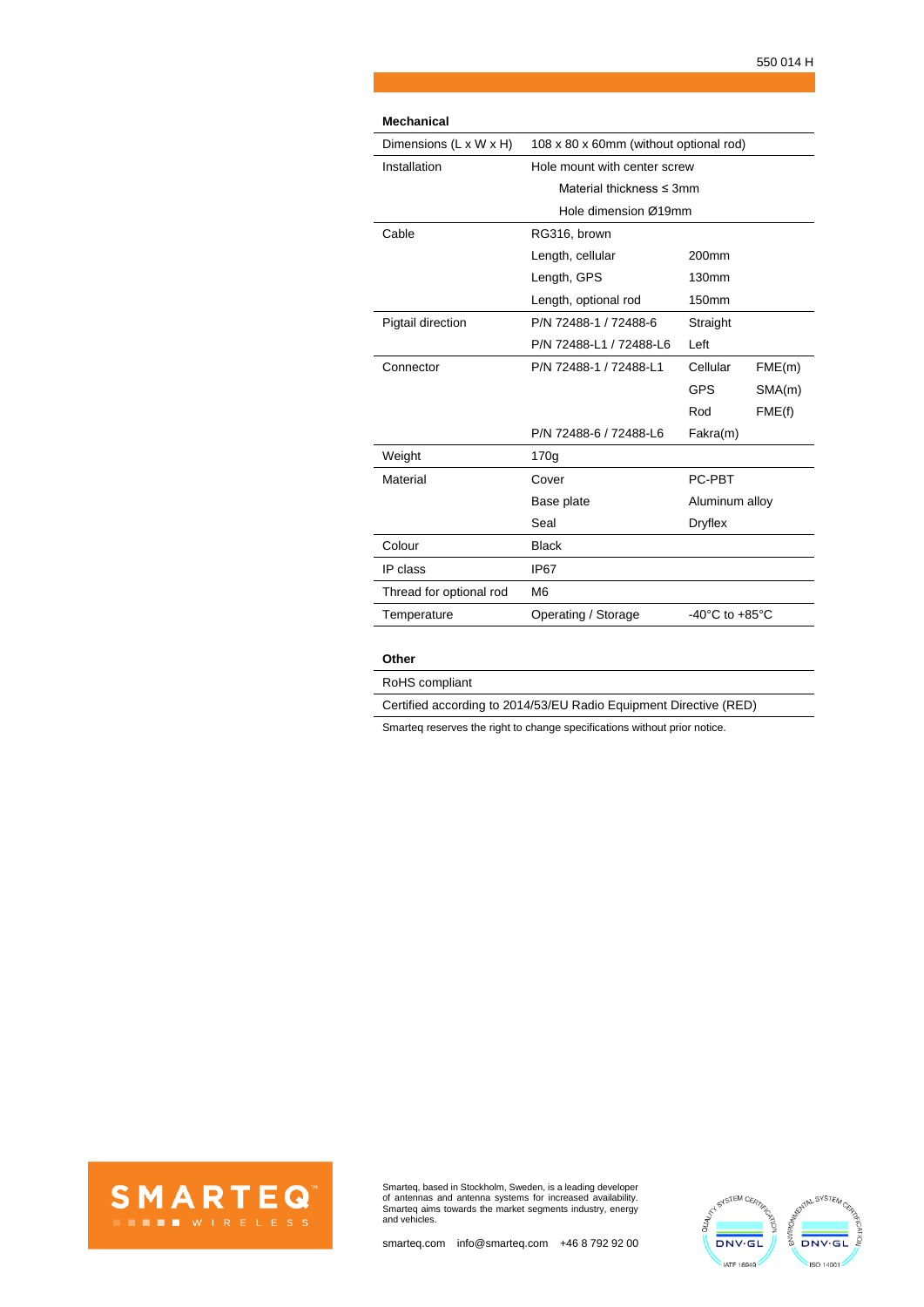## Mechanical

| | | | |
|---|---|---|---|
| Dimensions (L x W x H) | 108 x 80 x 60mm (without optional rod) | | |
| Installation | Hole mount with center screw | | |
| | Material thickness ≤ 3mm | | |
| | Hole dimension Ø19mm | | |
| Cable | RG316, brown | | |
| | Length, cellular | 200mm | |
| | Length, GPS | 130mm | |
| | Length, optional rod | 150mm | |
| Pigtail direction | P/N 72488-1 / 72488-6 | Straight | |
| | P/N 72488-L1 / 72488-L6 | Left | |
| Connector | P/N 72488-1 / 72488-L1 | Cellular | FME(m) |
| | | GPS | SMA(m) |
| | | Rod | FME(f) |
| | P/N 72488-6 / 72488-L6 | Fakra(m) | |
| Weight | 170g | | |
| Material | Cover | PC-PBT | |
| | Base plate | Aluminum alloy | |
| | Seal | Dryflex | |
| Colour | Black | | |
| IP class | IP67 | | |
| Thread for optional rod | M6 | | |
| Temperature | Operating / Storage | -40°C to +85°C | |

## Other

RoHS compliant

Certified according to 2014/53/EU Radio Equipment Directive (RED)

Smarteq reserves the right to change specifications without prior notice.

SMARTEQ™ WIRELESS

Smarteq, based in Stockholm, Sweden, is a leading developer of antennas and antenna systems for increased availability. Smarteq aims towards the market segments industry, energy and vehicles.

smarteq.com info@smarteq.com +46 8 792 92 00

QUALITY SYSTEM CERTIFICATION DNV·GL IATF 16949

ENVIRONMENTAL SYSTEM CERTIFICATION DNV·GL ISO 14001